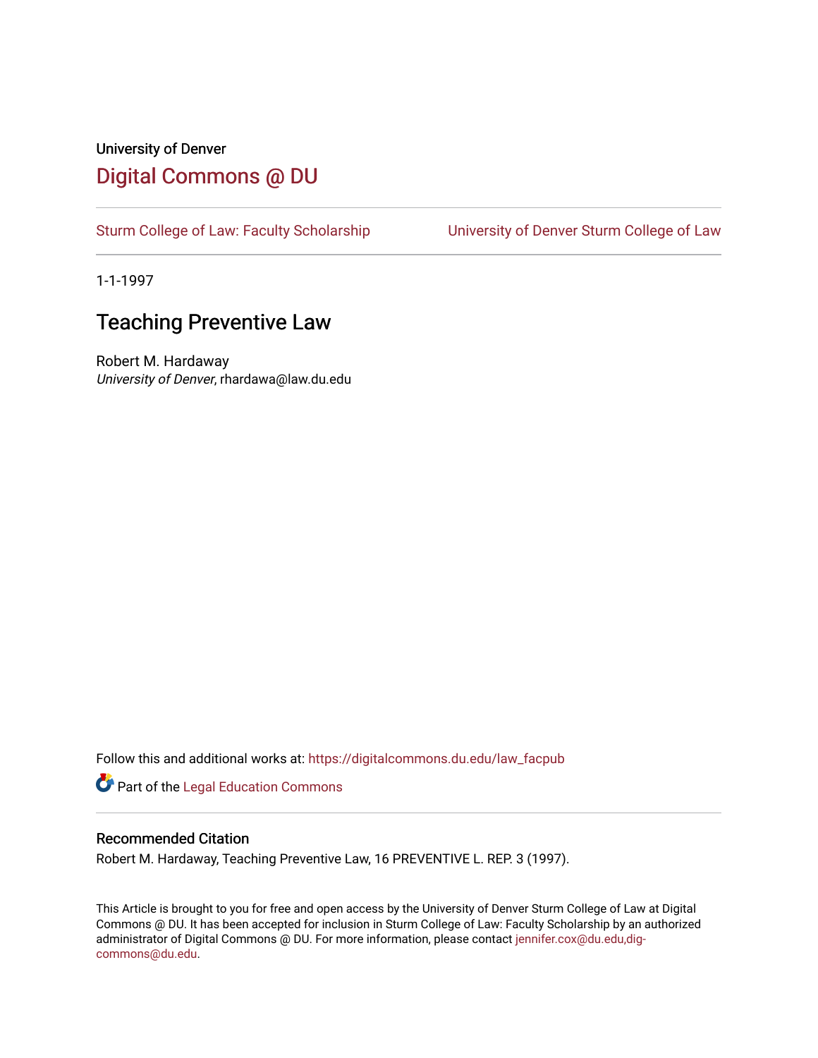University of Denver

# Digital Commons @ DU

Sturm College of Law: Faculty Scholarship | University of Denver Sturm College of Law

1-1-1997

## Teaching Preventive Law

Robert M. Hardaway
*University of Denver*, rhardawa@law.du.edu

Follow this and additional works at: https://digitalcommons.du.edu/law_facpub

Part of the Legal Education Commons

### Recommended Citation

Robert M. Hardaway, Teaching Preventive Law, 16 PREVENTIVE L. REP. 3 (1997).

This Article is brought to you for free and open access by the University of Denver Sturm College of Law at Digital Commons @ DU. It has been accepted for inclusion in Sturm College of Law: Faculty Scholarship by an authorized administrator of Digital Commons @ DU. For more information, please contact jennifer.cox@du.edu,dig-commons@du.edu.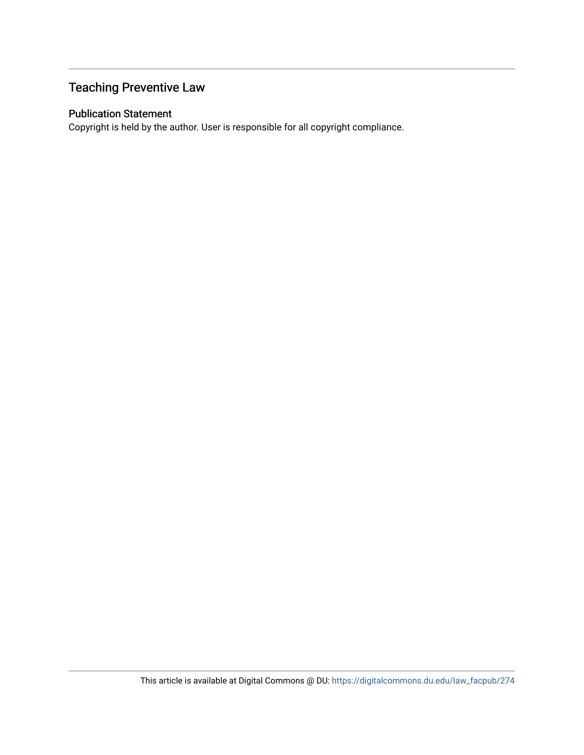## Teaching Preventive Law

### Publication Statement

Copyright is held by the author. User is responsible for all copyright compliance.

This article is available at Digital Commons @ DU: https://digitalcommons.du.edu/law_facpub/274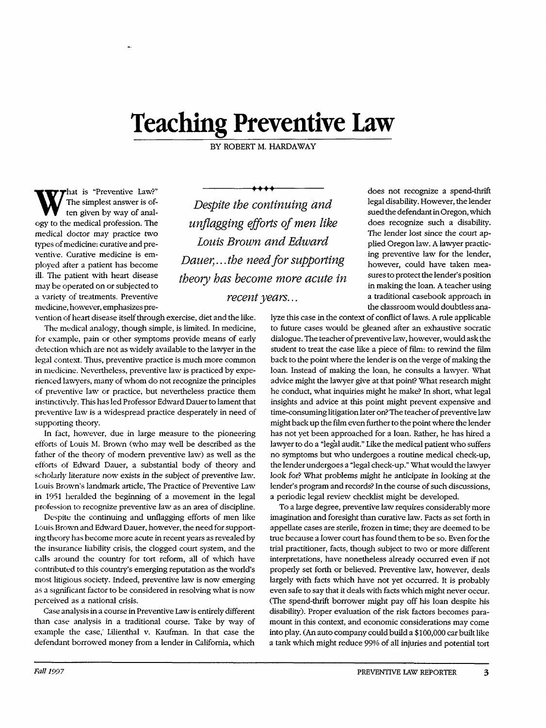# Teaching Preventive Law

BY ROBERT M. HARDAWAY

What is "Preventive Law?" The simplest answer is often given by way of analogy to the medical profession. The medical doctor may practice two types of medicine: curative and preventive. Curative medicine is employed after a patient has become ill. The patient with heart disease may be operated on or subjected to a variety of treatments. Preventive medicine, however, emphasizes prevention of heart disease itself through exercise, diet and the like.

The medical analogy, though simple, is limited. In medicine, for example, pain or other symptoms provide means of early detection which are not as widely available to the lawyer in the legal context. Thus, preventive practice is much more common in medicine. Nevertheless, preventive law is practiced by experienced lawyers, many of whom do not recognize the principles of preventive law or practice, but nevertheless practice them instinctively. This has led Professor Edward Dauer to lament that preventive law is a widespread practice desperately in need of supporting theory.

In fact, however, due in large measure to the pioneering efforts of Louis M. Brown (who may well be described as the father of the theory of modern preventive law) as well as the efforts of Edward Dauer, a substantial body of theory and scholarly literature now exists in the subject of preventive law. Louis Brown's landmark article, The Practice of Preventive Law in 1951 heralded the beginning of a movement in the legal profession to recognize preventive law as an area of discipline.

Despite the continuing and unflagging efforts of men like Louis Brown and Edward Dauer, however, the need for supporting theory has become more acute in recent years as revealed by the insurance liability crisis, the clogged court system, and the calls around the country for tort reform, all of which have contributed to this country's emerging reputation as the world's most litigious society. Indeed, preventive law is now emerging as a significant factor to be considered in resolving what is now perceived as a national crisis.

> *Despite the continuing and unflagging efforts of men like Louis Brown and Edward Dauer,...the need for supporting theory has become more acute in recent years...*

Case analysis in a course in Preventive Law is entirely different than case analysis in a traditional course. Take by way of example the case, Lilienthal v. Kaufman. In that case the defendant borrowed money from a lender in California, which does not recognize a spend-thrift legal disability. However, the lender sued the defendant in Oregon, which does recognize such a disability. The lender lost since the court applied Oregon law. A lawyer practicing preventive law for the lender, however, could have taken measures to protect the lender's position in making the loan. A teacher using a traditional casebook approach in the classroom would doubtless analyze this case in the context of conflict of laws. A rule applicable to future cases would be gleaned after an exhaustive socratic dialogue. The teacher of preventive law, however, would ask the student to treat the case like a piece of film: to rewind the film back to the point where the lender is on the verge of making the loan. Instead of making the loan, he consults a lawyer. What advice might the lawyer give at that point? What research might he conduct, what inquiries might he make? In short, what legal insights and advice at this point might prevent expensive and time-consuming litigation later on? The teacher of preventive law might back up the film even further to the point where the lender has not yet been approached for a loan. Rather, he has hired a lawyer to do a "legal audit." Like the medical patient who suffers no symptoms but who undergoes a routine medical check-up, the lender undergoes a "legal check-up." What would the lawyer look for? What problems might he anticipate in looking at the lender's program and records? In the course of such discussions, a periodic legal review checklist might be developed.

To a large degree, preventive law requires considerably more imagination and foresight than curative law. Facts as set forth in appellate cases are sterile, frozen in time; they are deemed to be true because a lower court has found them to be so. Even for the trial practitioner, facts, though subject to two or more different interpretations, have nonetheless already occurred even if not properly set forth or believed. Preventive law, however, deals largely with facts which have not yet occurred. It is probably even safe to say that it deals with facts which might never occur. (The spend-thrift borrower might pay off his loan despite his disability). Proper evaluation of the risk factors becomes paramount in this context, and economic considerations may come into play. (An auto company could build a $100,000 car built like a tank which might reduce 99% of all injuries and potential tort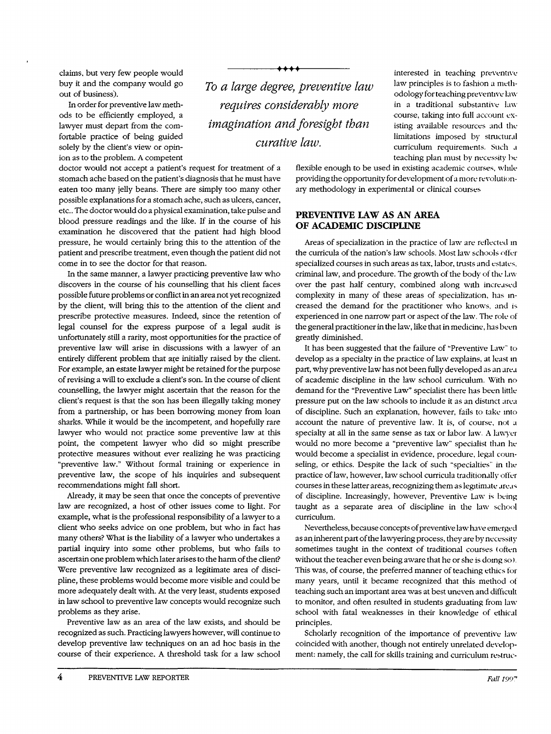claims, but very few people would buy it and the company would go out of business).

In order for preventive law methods to be efficiently employed, a lawyer must depart from the comfortable practice of being guided solely by the client's view or opinion as to the problem. A competent doctor would not accept a patient's request for treatment of a stomach ache based on the patient's diagnosis that he must have eaten too many jelly beans. There are simply too many other possible explanations for a stomach ache, such as ulcers, cancer, etc.. The doctor would do a physical examination, take pulse and blood pressure readings and the like. If in the course of his examination he discovered that the patient had high blood pressure, he would certainly bring this to the attention of the patient and prescribe treatment, even though the patient did not come in to see the doctor for that reason.

> *To a large degree, preventive law requires considerably more imagination and foresight than curative law.*

In the same manner, a lawyer practicing preventive law who discovers in the course of his counselling that his client faces possible future problems or conflict in an area not yet recognized by the client, will bring this to the attention of the client and prescribe protective measures. Indeed, since the retention of legal counsel for the express purpose of a legal audit is unfortunately still a rarity, most opportunities for the practice of preventive law will arise in discussions with a lawyer of an entirely different problem that are initially raised by the client. For example, an estate lawyer might be retained for the purpose of revising a will to exclude a client's son. In the course of client counselling, the lawyer might ascertain that the reason for the client's request is that the son has been illegally taking money from a partnership, or has been borrowing money from loan sharks. While it would be the incompetent, and hopefully rare lawyer who would not practice some preventive law at this point, the competent lawyer who did so might prescribe protective measures without ever realizing he was practicing "preventive law." Without formal training or experience in preventive law, the scope of his inquiries and subsequent recommendations might fall short.

Already, it may be seen that once the concepts of preventive law are recognized, a host of other issues come to light. For example, what is the professional responsibility of a lawyer to a client who seeks advice on one problem, but who in fact has many others? What is the liability of a lawyer who undertakes a partial inquiry into some other problems, but who fails to ascertain one problem which later arises to the harm of the client? Were preventive law recognized as a legitimate area of discipline, these problems would become more visible and could be more adequately dealt with. At the very least, students exposed in law school to preventive law concepts would recognize such problems as they arise.

Preventive law as an area of the law exists, and should be recognized as such. Practicing lawyers however, will continue to develop preventive law techniques on an ad hoc basis in the course of their experience. A threshold task for a law school interested in teaching preventive law principles is to fashion a methodology for teaching preventive law in a traditional substantive law course, taking into full account existing available resources and the limitations imposed by structural curriculum requirements. Such a teaching plan must by necessity be flexible enough to be used in existing academic courses, while providing the opportunity for development of a more revolutionary methodology in experimental or clinical courses

## PREVENTIVE LAW AS AN AREA OF ACADEMIC DISCIPLINE

Areas of specialization in the practice of law are reflected in the curricula of the nation's law schools. Most law schools offer specialized courses in such areas as tax, labor, trusts and estates, criminal law, and procedure. The growth of the body of the law over the past half century, combined along with increased complexity in many of these areas of specialization, has increased the demand for the practitioner who knows, and is experienced in one narrow part or aspect of the law. The role of the general practitioner in the law, like that in medicine, has been greatly diminished.

It has been suggested that the failure of "Preventive Law" to develop as a specialty in the practice of law explains, at least in part, why preventive law has not been fully developed as an area of academic discipline in the law school curriculum. With no demand for the "Preventive Law" specialist there has been little pressure put on the law schools to include it as an distinct area of discipline. Such an explanation, however, fails to take into account the nature of preventive law. It is, of course, not a specialty at all in the same sense as tax or labor law. A lawyer would no more become a "preventive law" specialist than he would become a specialist in evidence, procedure, legal counseling, or ethics. Despite the lack of such "specialties" in the practice of law, however, law school curricula traditionally offer courses in these latter areas, recognizing them as legitimate areas of discipline. Increasingly, however, Preventive Law is being taught as a separate area of discipline in the law school curriculum.

Nevertheless, because concepts of preventive law have emerged as an inherent part of the lawyering process, they are by necessity sometimes taught in the context of traditional courses (often without the teacher even being aware that he or she is doing so). This was, of course, the preferred manner of teaching ethics for many years, until it became recognized that this method of teaching such an important area was at best uneven and difficult to monitor, and often resulted in students graduating from law school with fatal weaknesses in their knowledge of ethical principles.

Scholarly recognition of the importance of preventive law coincided with another, though not entirely unrelated development: namely, the call for skills training and curriculum restruc-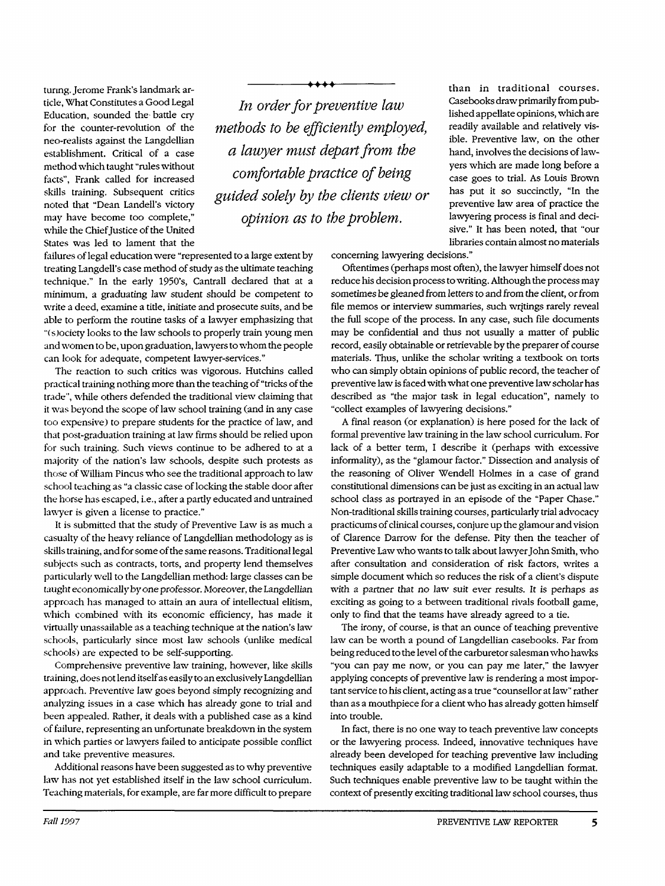turing. Jerome Frank's landmark article, What Constitutes a Good Legal Education, sounded the battle cry for the counter-revolution of the neo-realists against the Langdellian establishment. Critical of a case method which taught "rules without facts", Frank called for increased skills training. Subsequent critics noted that "Dean Landell's victory may have become too complete," while the Chief Justice of the United States was led to lament that the failures of legal education were "represented to a large extent by treating Langdell's case method of study as the ultimate teaching technique." In the early 1950's, Cantrall declared that at a minimum, a graduating law student should be competent to write a deed, examine a title, initiate and prosecute suits, and be able to perform the routine tasks of a lawyer emphasizing that "(s)ociety looks to the law schools to properly train young men and women to be, upon graduation, lawyers to whom the people can look for adequate, competent lawyer-services."

*In order for preventive law methods to be efficiently employed, a lawyer must depart from the comfortable practice of being guided solely by the clients view or opinion as to the problem.*

The reaction to such critics was vigorous. Hutchins called practical training nothing more than the teaching of "tricks of the trade", while others defended the traditional view claiming that it was beyond the scope of law school training (and in any case too expensive) to prepare students for the practice of law, and that post-graduation training at law firms should be relied upon for such training. Such views continue to be adhered to at a majority of the nation's law schools, despite such protests as those of William Pincus who see the traditional approach to law school teaching as "a classic case of locking the stable door after the horse has escaped, i.e., after a partly educated and untrained lawyer is given a license to practice."

It is submitted that the study of Preventive Law is as much a casualty of the heavy reliance of Langdellian methodology as is skills training, and for some of the same reasons. Traditional legal subjects such as contracts, torts, and property lend themselves particularly well to the Langdellian method: large classes can be taught economically by one professor. Moreover, the Langdellian approach has managed to attain an aura of intellectual elitism, which combined with its economic efficiency, has made it virtually unassailable as a teaching technique at the nation's law schools, particularly since most law schools (unlike medical schools) are expected to be self-supporting.

Comprehensive preventive law training, however, like skills training, does not lend itself as easily to an exclusively Langdellian approach. Preventive law goes beyond simply recognizing and analyzing issues in a case which has already gone to trial and been appealed. Rather, it deals with a published case as a kind of failure, representing an unfortunate breakdown in the system in which parties or lawyers failed to anticipate possible conflict and take preventive measures.

Additional reasons have been suggested as to why preventive law has not yet established itself in the law school curriculum. Teaching materials, for example, are far more difficult to prepare than in traditional courses. Casebooks draw primarily from published appellate opinions, which are readily available and relatively visible. Preventive law, on the other hand, involves the decisions of lawyers which are made long before a case goes to trial. As Louis Brown has put it so succinctly, "In the preventive law area of practice the lawyering process is final and decisive." It has been noted, that "our libraries contain almost no materials concerning lawyering decisions."

Oftentimes (perhaps most often), the lawyer himself does not reduce his decision process to writing. Although the process may sometimes be gleaned from letters to and from the client, or from file memos or interview summaries, such writings rarely reveal the full scope of the process. In any case, such file documents may be confidential and thus not usually a matter of public record, easily obtainable or retrievable by the preparer of course materials. Thus, unlike the scholar writing a textbook on torts who can simply obtain opinions of public record, the teacher of preventive law is faced with what one preventive law scholar has described as "the major task in legal education", namely to "collect examples of lawyering decisions."

A final reason (or explanation) is here posed for the lack of formal preventive law training in the law school curriculum. For lack of a better term, I describe it (perhaps with excessive informality), as the "glamour factor." Dissection and analysis of the reasoning of Oliver Wendell Holmes in a case of grand constitutional dimensions can be just as exciting in an actual law school class as portrayed in an episode of the "Paper Chase." Non-traditional skills training courses, particularly trial advocacy practicums of clinical courses, conjure up the glamour and vision of Clarence Darrow for the defense. Pity then the teacher of Preventive Law who wants to talk about lawyer John Smith, who after consultation and consideration of risk factors, writes a simple document which so reduces the risk of a client's dispute with a partner that no law suit ever results. It is perhaps as exciting as going to a between traditional rivals football game, only to find that the teams have already agreed to a tie.

The irony, of course, is that an ounce of teaching preventive law can be worth a pound of Langdellian casebooks. Far from being reduced to the level of the carburetor salesman who hawks "you can pay me now, or you can pay me later," the lawyer applying concepts of preventive law is rendering a most important service to his client, acting as a true "counsellor at law" rather than as a mouthpiece for a client who has already gotten himself into trouble.

In fact, there is no one way to teach preventive law concepts or the lawyering process. Indeed, innovative techniques have already been developed for teaching preventive law including techniques easily adaptable to a modified Langdellian format. Such techniques enable preventive law to be taught within the context of presently exciting traditional law school courses, thus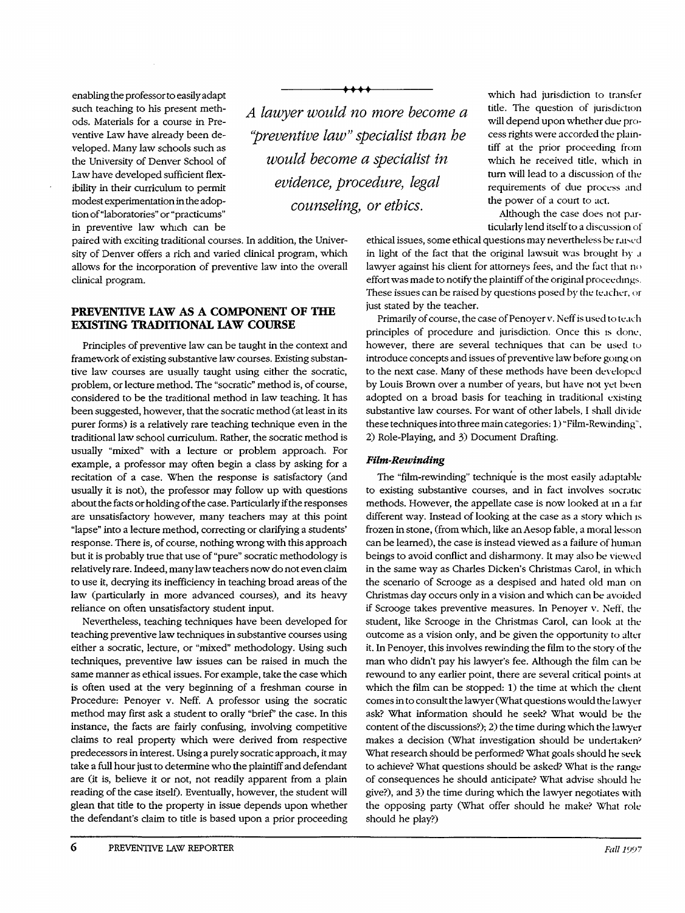enabling the professor to easily adapt such teaching to his present methods. Materials for a course in Preventive Law have already been developed. Many law schools such as the University of Denver School of Law have developed sufficient flexibility in their curriculum to permit modest experimentation in the adoption of "laboratories" or "practicums" in preventive law which can be paired with exciting traditional courses. In addition, the University of Denver offers a rich and varied clinical program, which allows for the incorporation of preventive law into the overall clinical program.

*A lawyer would no more become a "preventive law" specialist than he would become a specialist in evidence, procedure, legal counseling, or ethics.*

## PREVENTIVE LAW AS A COMPONENT OF THE EXISTING TRADITIONAL LAW COURSE

Principles of preventive law can be taught in the context and framework of existing substantive law courses. Existing substantive law courses are usually taught using either the socratic, problem, or lecture method. The "socratic" method is, of course, considered to be the traditional method in law teaching. It has been suggested, however, that the socratic method (at least in its purer forms) is a relatively rare teaching technique even in the traditional law school curriculum. Rather, the socratic method is usually "mixed" with a lecture or problem approach. For example, a professor may often begin a class by asking for a recitation of a case. When the response is satisfactory (and usually it is not), the professor may follow up with questions about the facts or holding of the case. Particularly if the responses are unsatisfactory however, many teachers may at this point "lapse" into a lecture method, correcting or clarifying a students' response. There is, of course, nothing wrong with this approach but it is probably true that use of "pure" socratic methodology is relatively rare. Indeed, many law teachers now do not even claim to use it, decrying its inefficiency in teaching broad areas of the law (particularly in more advanced courses), and its heavy reliance on often unsatisfactory student input.

Nevertheless, teaching techniques have been developed for teaching preventive law techniques in substantive courses using either a socratic, lecture, or "mixed" methodology. Using such techniques, preventive law issues can be raised in much the same manner as ethical issues. For example, take the case which is often used at the very beginning of a freshman course in Procedure: Penoyer v. Neff. A professor using the socratic method may first ask a student to orally "brief" the case. In this instance, the facts are fairly confusing, involving competitive claims to real property which were derived from respective predecessors in interest. Using a purely socratic approach, it may take a full hour just to determine who the plaintiff and defendant are (it is, believe it or not, not readily apparent from a plain reading of the case itself). Eventually, however, the student will glean that title to the property in issue depends upon whether the defendant's claim to title is based upon a prior proceeding which had jurisdiction to transfer title. The question of jurisdiction will depend upon whether due process rights were accorded the plaintiff at the prior proceeding from which he received title, which in turn will lead to a discussion of the requirements of due process and the power of a court to act.

Although the case does not particularly lend itself to a discussion of ethical issues, some ethical questions may nevertheless be raised in light of the fact that the original lawsuit was brought by a lawyer against his client for attorneys fees, and the fact that no effort was made to notify the plaintiff of the original proceedings. These issues can be raised by questions posed by the teacher, or just stated by the teacher.

Primarily of course, the case of Penoyer v. Neff is used to teach principles of procedure and jurisdiction. Once this is done, however, there are several techniques that can be used to introduce concepts and issues of preventive law before going on to the next case. Many of these methods have been developed by Louis Brown over a number of years, but have not yet been adopted on a broad basis for teaching in traditional existing substantive law courses. For want of other labels, I shall divide these techniques into three main categories: 1) "Film-Rewinding", 2) Role-Playing, and 3) Document Drafting.

### *Film-Rewinding*

The "film-rewinding" technique is the most easily adaptable to existing substantive courses, and in fact involves socratic methods. However, the appellate case is now looked at in a far different way. Instead of looking at the case as a story which is frozen in stone, (from which, like an Aesop fable, a moral lesson can be learned), the case is instead viewed as a failure of human beings to avoid conflict and disharmony. It may also be viewed in the same way as Charles Dicken's Christmas Carol, in which the scenario of Scrooge as a despised and hated old man on Christmas day occurs only in a vision and which can be avoided if Scrooge takes preventive measures. In Penoyer v. Neff, the student, like Scrooge in the Christmas Carol, can look at the outcome as a vision only, and be given the opportunity to alter it. In Penoyer, this involves rewinding the film to the story of the man who didn't pay his lawyer's fee. Although the film can be rewound to any earlier point, there are several critical points at which the film can be stopped: 1) the time at which the client comes in to consult the lawyer (What questions would the lawyer ask? What information should he seek? What would be the content of the discussions?); 2) the time during which the lawyer makes a decision (What investigation should be undertaken? What research should be performed? What goals should he seek to achieve? What questions should be asked? What is the range of consequences he should anticipate? What advise should he give?), and 3) the time during which the lawyer negotiates with the opposing party (What offer should he make? What role should he play?)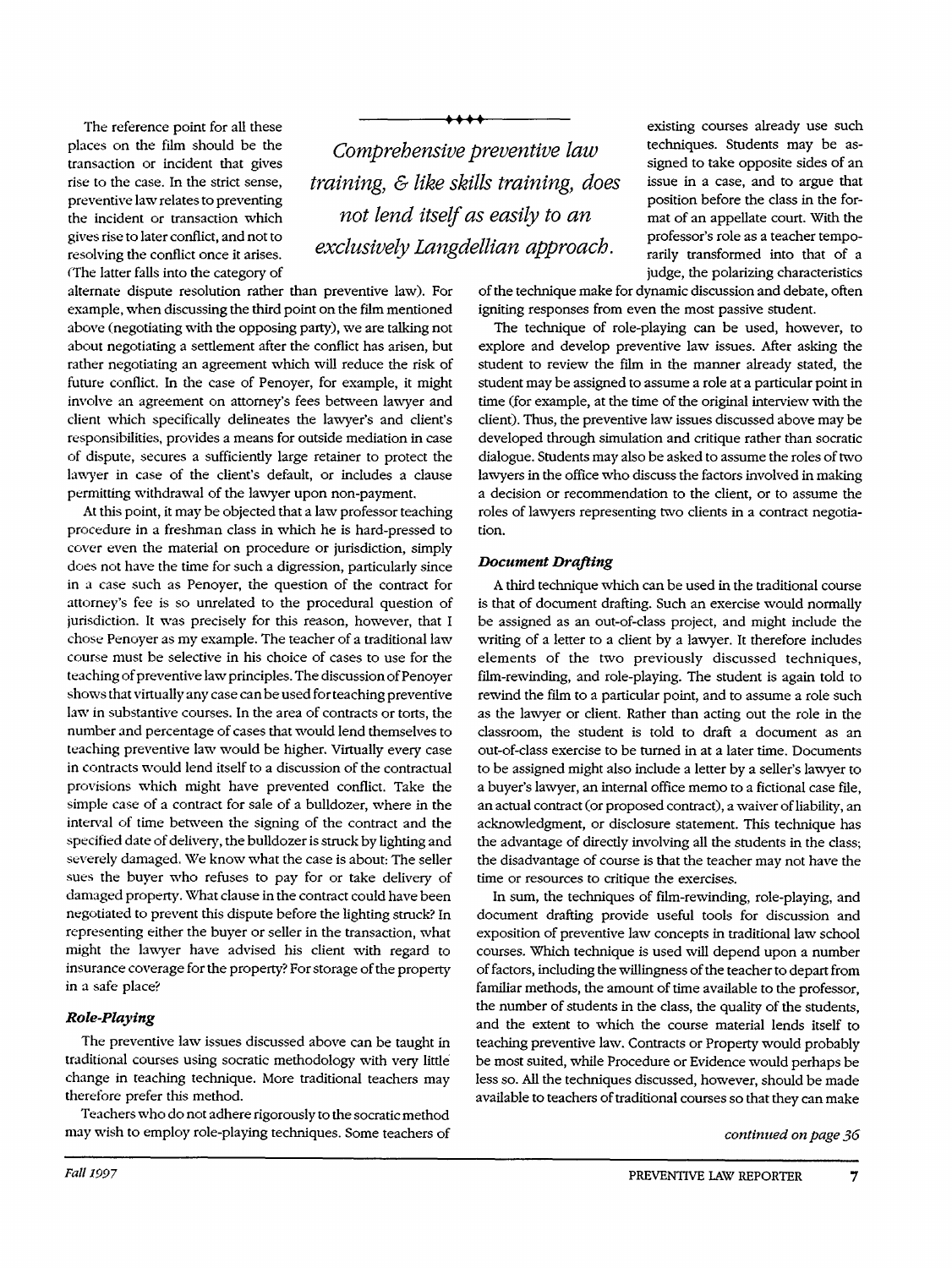The reference point for all these places on the film should be the transaction or incident that gives rise to the case. In the strict sense, preventive law relates to preventing the incident or transaction which gives rise to later conflict, and not to resolving the conflict once it arises. (The latter falls into the category of alternate dispute resolution rather than preventive law). For example, when discussing the third point on the film mentioned above (negotiating with the opposing party), we are talking not about negotiating a settlement after the conflict has arisen, but rather negotiating an agreement which will reduce the risk of future conflict. In the case of Penoyer, for example, it might involve an agreement on attorney's fees between lawyer and client which specifically delineates the lawyer's and client's responsibilities, provides a means for outside mediation in case of dispute, secures a sufficiently large retainer to protect the lawyer in case of the client's default, or includes a clause permitting withdrawal of the lawyer upon non-payment.

*Comprehensive preventive law training, & like skills training, does not lend itself as easily to an exclusively Langdellian approach.*

At this point, it may be objected that a law professor teaching procedure in a freshman class in which he is hard-pressed to cover even the material on procedure or jurisdiction, simply does not have the time for such a digression, particularly since in a case such as Penoyer, the question of the contract for attorney's fee is so unrelated to the procedural question of jurisdiction. It was precisely for this reason, however, that I chose Penoyer as my example. The teacher of a traditional law course must be selective in his choice of cases to use for the teaching of preventive law principles. The discussion of Penoyer shows that virtually any case can be used for teaching preventive law in substantive courses. In the area of contracts or torts, the number and percentage of cases that would lend themselves to teaching preventive law would be higher. Virtually every case in contracts would lend itself to a discussion of the contractual provisions which might have prevented conflict. Take the simple case of a contract for sale of a bulldozer, where in the interval of time between the signing of the contract and the specified date of delivery, the bulldozer is struck by lighting and severely damaged. We know what the case is about: The seller sues the buyer who refuses to pay for or take delivery of damaged property. What clause in the contract could have been negotiated to prevent this dispute before the lighting struck? In representing either the buyer or seller in the transaction, what might the lawyer have advised his client with regard to insurance coverage for the property? For storage of the property in a safe place?

### *Role-Playing*

The preventive law issues discussed above can be taught in traditional courses using socratic methodology with very little change in teaching technique. More traditional teachers may therefore prefer this method.

Teachers who do not adhere rigorously to the socratic method may wish to employ role-playing techniques. Some teachers of existing courses already use such techniques. Students may be assigned to take opposite sides of an issue in a case, and to argue that position before the class in the format of an appellate court. With the professor's role as a teacher temporarily transformed into that of a judge, the polarizing characteristics of the technique make for dynamic discussion and debate, often igniting responses from even the most passive student.

The technique of role-playing can be used, however, to explore and develop preventive law issues. After asking the student to review the film in the manner already stated, the student may be assigned to assume a role at a particular point in time (for example, at the time of the original interview with the client). Thus, the preventive law issues discussed above may be developed through simulation and critique rather than socratic dialogue. Students may also be asked to assume the roles of two lawyers in the office who discuss the factors involved in making a decision or recommendation to the client, or to assume the roles of lawyers representing two clients in a contract negotiation.

### *Document Drafting*

A third technique which can be used in the traditional course is that of document drafting. Such an exercise would normally be assigned as an out-of-class project, and might include the writing of a letter to a client by a lawyer. It therefore includes elements of the two previously discussed techniques, film-rewinding, and role-playing. The student is again told to rewind the film to a particular point, and to assume a role such as the lawyer or client. Rather than acting out the role in the classroom, the student is told to draft a document as an out-of-class exercise to be turned in at a later time. Documents to be assigned might also include a letter by a seller's lawyer to a buyer's lawyer, an internal office memo to a fictional case file, an actual contract (or proposed contract), a waiver of liability, an acknowledgment, or disclosure statement. This technique has the advantage of directly involving all the students in the class; the disadvantage of course is that the teacher may not have the time or resources to critique the exercises.

In sum, the techniques of film-rewinding, role-playing, and document drafting provide useful tools for discussion and exposition of preventive law concepts in traditional law school courses. Which technique is used will depend upon a number of factors, including the willingness of the teacher to depart from familiar methods, the amount of time available to the professor, the number of students in the class, the quality of the students, and the extent to which the course material lends itself to teaching preventive law. Contracts or Property would probably be most suited, while Procedure or Evidence would perhaps be less so. All the techniques discussed, however, should be made available to teachers of traditional courses so that they can make

*continued on page 36*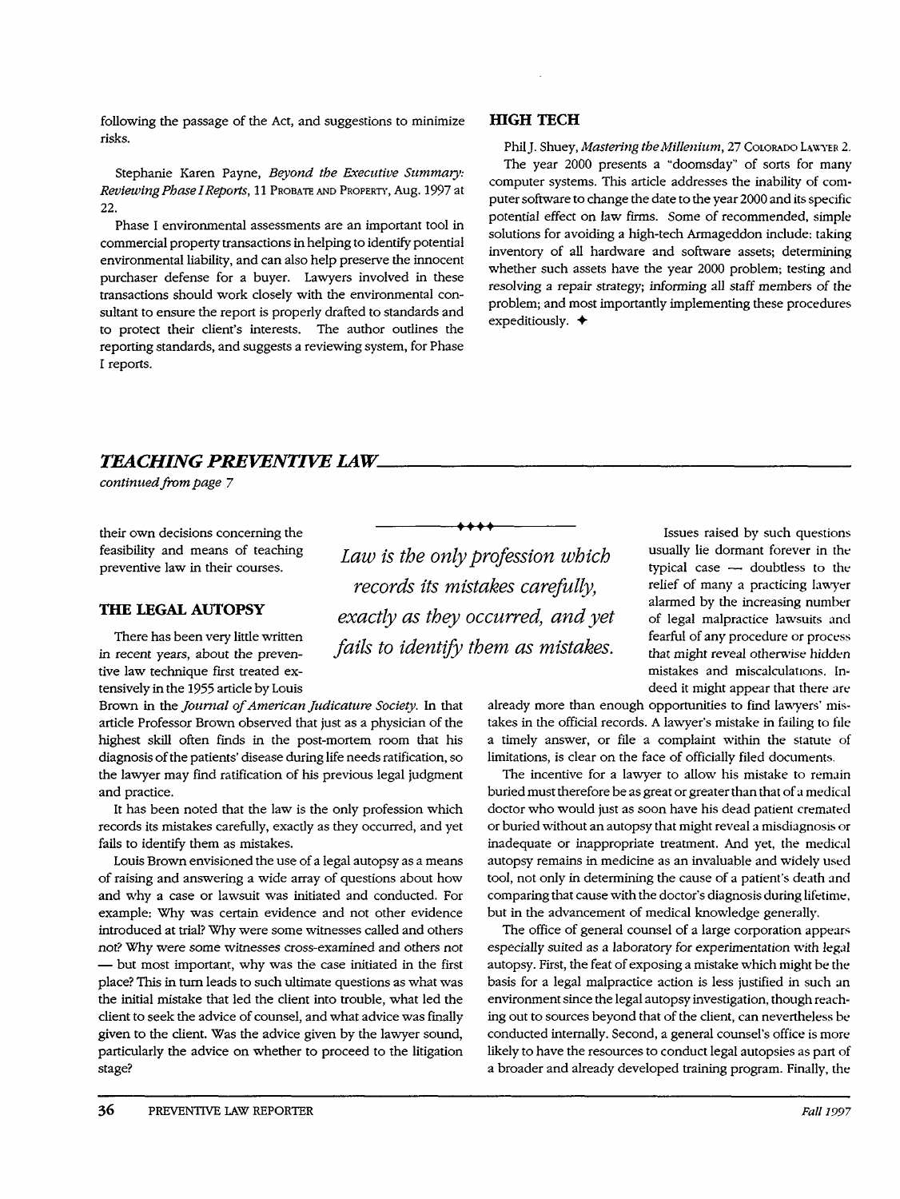following the passage of the Act, and suggestions to minimize risks.

Stephanie Karen Payne, *Beyond the Executive Summary: Reviewing Phase I Reports*, 11 PROBATE AND PROPERTY, Aug. 1997 at 22.

Phase I environmental assessments are an important tool in commercial property transactions in helping to identify potential environmental liability, and can also help preserve the innocent purchaser defense for a buyer. Lawyers involved in these transactions should work closely with the environmental consultant to ensure the report is properly drafted to standards and to protect their client's interests. The author outlines the reporting standards, and suggests a reviewing system, for Phase I reports.

### HIGH TECH

Phil J. Shuey, *Mastering the Millenium*, 27 COLORADO LAWYER 2.

The year 2000 presents a "doomsday" of sorts for many computer systems. This article addresses the inability of computer software to change the date to the year 2000 and its specific potential effect on law firms. Some of recommended, simple solutions for avoiding a high-tech Armageddon include: taking inventory of all hardware and software assets; determining whether such assets have the year 2000 problem; testing and resolving a repair strategy; informing all staff members of the problem; and most importantly implementing these procedures expeditiously. ✦

## *TEACHING PREVENTIVE LAW*

*continued from page 7*

their own decisions concerning the feasibility and means of teaching preventive law in their courses.

### THE LEGAL AUTOPSY

There has been very little written in recent years, about the preventive law technique first treated extensively in the 1955 article by Louis Brown in the *Journal of American Judicature Society*. In that article Professor Brown observed that just as a physician of the highest skill often finds in the post-mortem room that his diagnosis of the patients' disease during life needs ratification, so the lawyer may find ratification of his previous legal judgment and practice.

It has been noted that the law is the only profession which records its mistakes carefully, exactly as they occurred, and yet fails to identify them as mistakes.

Louis Brown envisioned the use of a legal autopsy as a means of raising and answering a wide array of questions about how and why a case or lawsuit was initiated and conducted. For example: Why was certain evidence and not other evidence introduced at trial? Why were some witnesses called and others not? Why were some witnesses cross-examined and others not — but most important, why was the case initiated in the first place? This in turn leads to such ultimate questions as what was the initial mistake that led the client into trouble, what led the client to seek the advice of counsel, and what advice was finally given to the client. Was the advice given by the lawyer sound, particularly the advice on whether to proceed to the litigation stage?

> *Law is the only profession which records its mistakes carefully, exactly as they occurred, and yet fails to identify them as mistakes.*

Issues raised by such questions usually lie dormant forever in the typical case — doubtless to the relief of many a practicing lawyer alarmed by the increasing number of legal malpractice lawsuits and fearful of any procedure or process that might reveal otherwise hidden mistakes and miscalculations. Indeed it might appear that there are already more than enough opportunities to find lawyers' mistakes in the official records. A lawyer's mistake in failing to file a timely answer, or file a complaint within the statute of limitations, is clear on the face of officially filed documents.

The incentive for a lawyer to allow his mistake to remain buried must therefore be as great or greater than that of a medical doctor who would just as soon have his dead patient cremated or buried without an autopsy that might reveal a misdiagnosis or inadequate or inappropriate treatment. And yet, the medical autopsy remains in medicine as an invaluable and widely used tool, not only in determining the cause of a patient's death and comparing that cause with the doctor's diagnosis during lifetime, but in the advancement of medical knowledge generally.

The office of general counsel of a large corporation appears especially suited as a laboratory for experimentation with legal autopsy. First, the feat of exposing a mistake which might be the basis for a legal malpractice action is less justified in such an environment since the legal autopsy investigation, though reaching out to sources beyond that of the client, can nevertheless be conducted internally. Second, a general counsel's office is more likely to have the resources to conduct legal autopsies as part of a broader and already developed training program. Finally, the